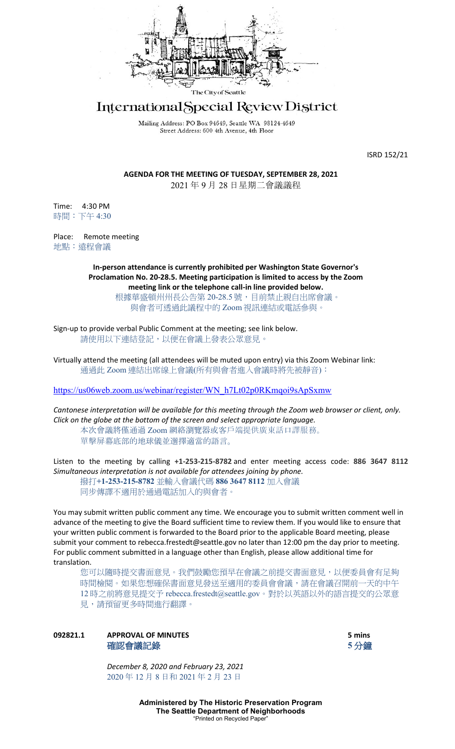The City of Seattle

# International Special Review District

Mailing Address: PO Box 94649, Seattle WA 98124-4649
Street Address: 600 4th Avenue, 4th Floor

ISRD 152/21

## AGENDA FOR THE MEETING OF TUESDAY, SEPTEMBER 28, 2021

2021 年 9 月 28 日星期二會議議程

Time: 4:30 PM
時間：下午 4:30

Place: Remote meeting
地點：遠程會議

**In-person attendance is currently prohibited per Washington State Governor's Proclamation No. 20-28.5. Meeting participation is limited to access by the Zoom meeting link or the telephone call-in line provided below.**

根據華盛頓州州長公告第 20-28.5 號，目前禁止親自出席會議。
與會者可透過此議程中的 Zoom 視訊連結或電話參與。

Sign-up to provide verbal Public Comment at the meeting; see link below.
請使用以下連結登記，以便在會議上發表公眾意見。

Virtually attend the meeting (all attendees will be muted upon entry) via this Zoom Webinar link:
通過此 Zoom 連結出席線上會議(所有與會者進入會議時將先被靜音)：

https://us06web.zoom.us/webinar/register/WN_h7Lt02p0RKmqoi9sApSxmw

*Cantonese interpretation will be available for this meeting through the Zoom web browser or client, only. Click on the globe at the bottom of the screen and select appropriate language.*

本次會議將僅通過 Zoom 網絡瀏覽器或客戶端提供廣東話口譯服務。
單擊屏幕底部的地球儀並選擇適當的語言。

Listen to the meeting by calling **+1-253-215-8782** and enter meeting access code: **886 3647 8112**
*Simultaneous interpretation is not available for attendees joining by phone.*

撥打**+1-253-215-8782** 並輸入會議代碼 **886 3647 8112** 加入會議
同步傳譯不適用於通過電話加入的與會者。

You may submit written public comment any time. We encourage you to submit written comment well in advance of the meeting to give the Board sufficient time to review them. If you would like to ensure that your written public comment is forwarded to the Board prior to the applicable Board meeting, please submit your comment to rebecca.frestedt@seattle.gov no later than 12:00 pm the day prior to meeting. For public comment submitted in a language other than English, please allow additional time for translation.

您可以隨時提交書面意見。我們鼓勵您預早在會議之前提交書面意見，以便委員會有足夠時間檢閱。如果您想確保書面意見發送至適用的委員會會議，請在會議召開前一天的中午 12 時之前將意見提交予 rebecca.frestedt@seattle.gov。對於以英語以外的語言提交的公眾意見，請預留更多時間進行翻譯。

**092821.1 APPROVAL OF MINUTES** **5 mins**
**確認會議記錄** **5 分鐘**

*December 8, 2020 and February 23, 2021*
2020 年 12 月 8 日和 2021 年 2 月 23 日

**Administered by The Historic Preservation Program**
**The Seattle Department of Neighborhoods**
"Printed on Recycled Paper"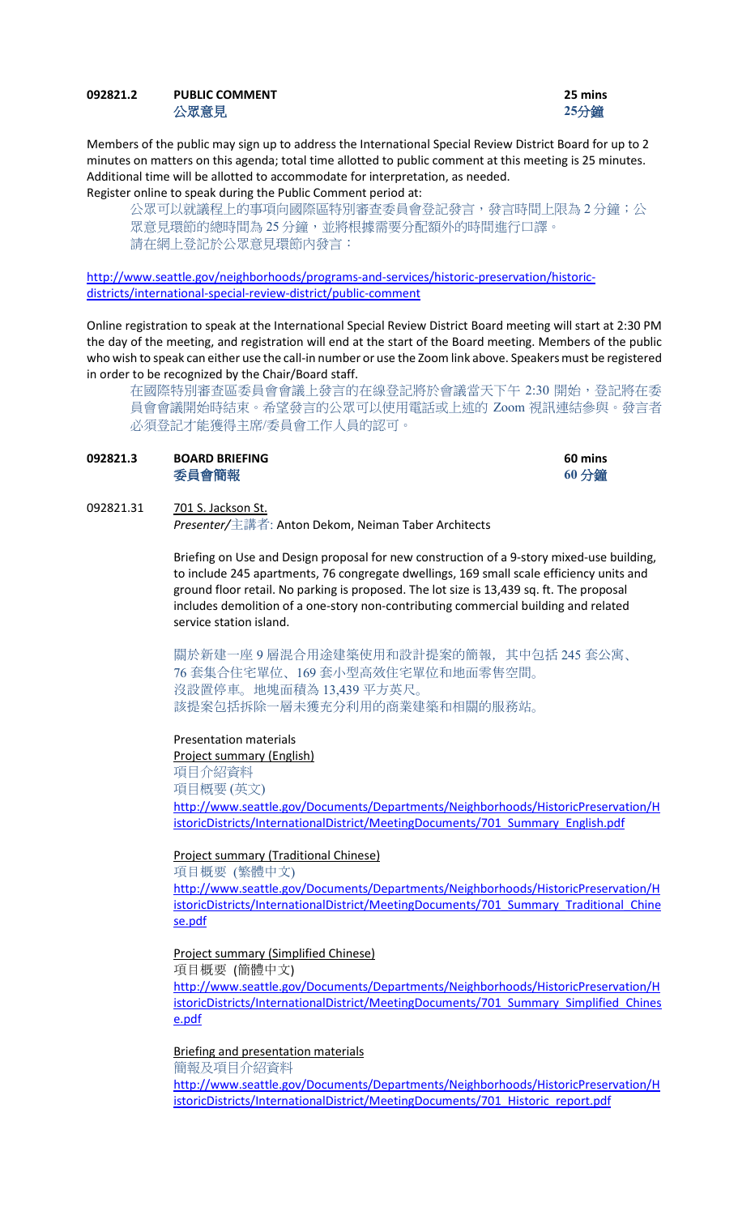**092821.2 PUBLIC COMMENT 25 mins**
**公眾意見 25分鐘**

Members of the public may sign up to address the International Special Review District Board for up to 2 minutes on matters on this agenda; total time allotted to public comment at this meeting is 25 minutes. Additional time will be allotted to accommodate for interpretation, as needed.
Register online to speak during the Public Comment period at:

公眾可以就議程上的事項向國際區特別審查委員會登記發言，發言時間上限為 2 分鐘；公眾意見環節的總時間為 25 分鐘，並將根據需要分配額外的時間進行口譯。
請在網上登記於公眾意見環節內發言：

http://www.seattle.gov/neighborhoods/programs-and-services/historic-preservation/historic-districts/international-special-review-district/public-comment

Online registration to speak at the International Special Review District Board meeting will start at 2:30 PM the day of the meeting, and registration will end at the start of the Board meeting. Members of the public who wish to speak can either use the call-in number or use the Zoom link above. Speakers must be registered in order to be recognized by the Chair/Board staff.

在國際特別審查區委員會會議上發言的在線登記將於會議當天下午 2:30 開始，登記將在委員會會議開始時結束。希望發言的公眾可以使用電話或上述的 Zoom 視訊連結參與。發言者必須登記才能獲得主席/委員會工作人員的認可。

**092821.3 BOARD BRIEFING 60 mins**
**委員會簡報 60 分鐘**

092821.31 701 S. Jackson St.
*Presenter/*主講者: Anton Dekom, Neiman Taber Architects

Briefing on Use and Design proposal for new construction of a 9-story mixed-use building, to include 245 apartments, 76 congregate dwellings, 169 small scale efficiency units and ground floor retail. No parking is proposed. The lot size is 13,439 sq. ft. The proposal includes demolition of a one-story non-contributing commercial building and related service station island.

關於新建一座 9 層混合用途建築使用和設計提案的簡報，其中包括 245 套公寓、76 套集合住宅單位、169 套小型高效住宅單位和地面零售空間。
沒設置停車。地塊面積為 13,439 平方英尺。
該提案包括拆除一層未獲充分利用的商業建築和相關的服務站。

Presentation materials
Project summary (English)
項目介紹資料
項目概要 (英文)
http://www.seattle.gov/Documents/Departments/Neighborhoods/HistoricPreservation/HistoricDistricts/InternationalDistrict/MeetingDocuments/701_Summary_English.pdf

Project summary (Traditional Chinese)
項目概要 (繁體中文)
http://www.seattle.gov/Documents/Departments/Neighborhoods/HistoricPreservation/HistoricDistricts/InternationalDistrict/MeetingDocuments/701_Summary_Traditional_Chinese.pdf

Project summary (Simplified Chinese)
項目概要 (簡體中文)
http://www.seattle.gov/Documents/Departments/Neighborhoods/HistoricPreservation/HistoricDistricts/InternationalDistrict/MeetingDocuments/701_Summary_Simplified_Chinese.pdf

Briefing and presentation materials
簡報及項目介紹資料
http://www.seattle.gov/Documents/Departments/Neighborhoods/HistoricPreservation/HistoricDistricts/InternationalDistrict/MeetingDocuments/701_Historic_report.pdf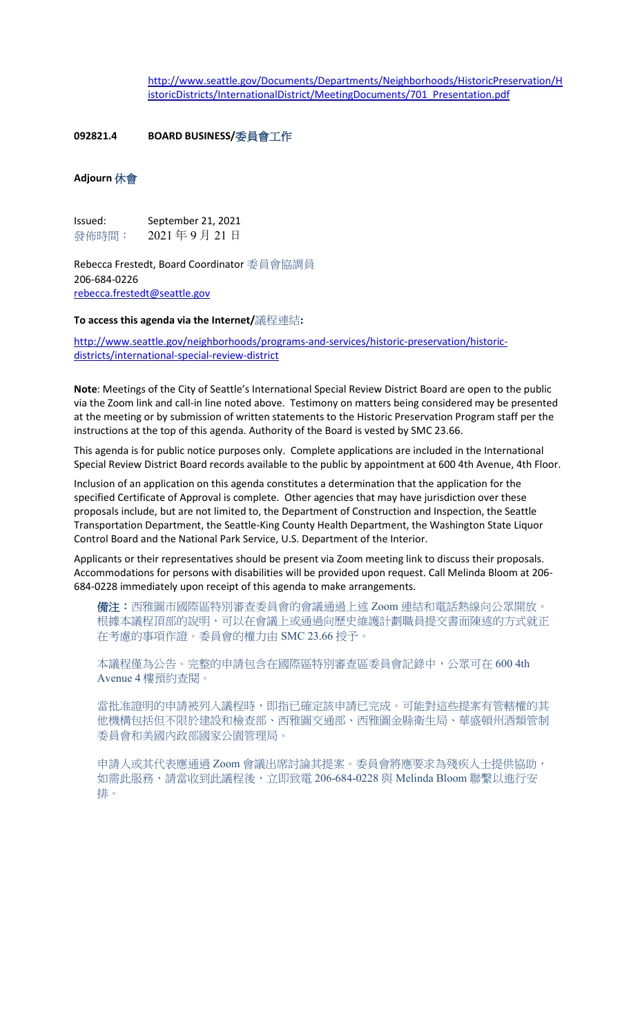http://www.seattle.gov/Documents/Departments/Neighborhoods/HistoricPreservation/HistoricDistricts/InternationalDistrict/MeetingDocuments/701_Presentation.pdf

**092821.4 BOARD BUSINESS/委員會工作**

**Adjourn 休會**

Issued: September 21, 2021
發佈時間： 2021 年 9 月 21 日

Rebecca Frestedt, Board Coordinator 委員會協調員
206-684-0226
rebecca.frestedt@seattle.gov

**To access this agenda via the Internet/議程連結:**

http://www.seattle.gov/neighborhoods/programs-and-services/historic-preservation/historic-districts/international-special-review-district

**Note**: Meetings of the City of Seattle's International Special Review District Board are open to the public via the Zoom link and call-in line noted above. Testimony on matters being considered may be presented at the meeting or by submission of written statements to the Historic Preservation Program staff per the instructions at the top of this agenda. Authority of the Board is vested by SMC 23.66.

This agenda is for public notice purposes only. Complete applications are included in the International Special Review District Board records available to the public by appointment at 600 4th Avenue, 4th Floor.

Inclusion of an application on this agenda constitutes a determination that the application for the specified Certificate of Approval is complete. Other agencies that may have jurisdiction over these proposals include, but are not limited to, the Department of Construction and Inspection, the Seattle Transportation Department, the Seattle-King County Health Department, the Washington State Liquor Control Board and the National Park Service, U.S. Department of the Interior.

Applicants or their representatives should be present via Zoom meeting link to discuss their proposals. Accommodations for persons with disabilities will be provided upon request. Call Melinda Bloom at 206-684-0228 immediately upon receipt of this agenda to make arrangements.

**備注：**西雅圖市國際區特別審查委員會的會議通過上述 Zoom 連結和電話熱線向公眾開放。根據本議程頂部的說明，可以在會議上或通過向歷史維護計劃職員提交書面陳述的方式就正在考慮的事項作證。委員會的權力由 SMC 23.66 授予。

本議程僅為公告。完整的申請包含在國際區特別審查區委員會記錄中，公眾可在 600 4th Avenue 4 樓預約查閱。

當批准證明的申請被列入議程時，即指已確定該申請已完成。可能對這些提案有管轄權的其他機構包括但不限於建設和檢查部、西雅圖交通部、西雅圖金縣衛生局、華盛頓州酒類管制委員會和美國內政部國家公園管理局。

申請人或其代表應通過 Zoom 會議出席討論其提案。委員會將應要求為殘疾人士提供協助，如需此服務，請當收到此議程後，立即致電 206-684-0228 與 Melinda Bloom 聯繫以進行安排。